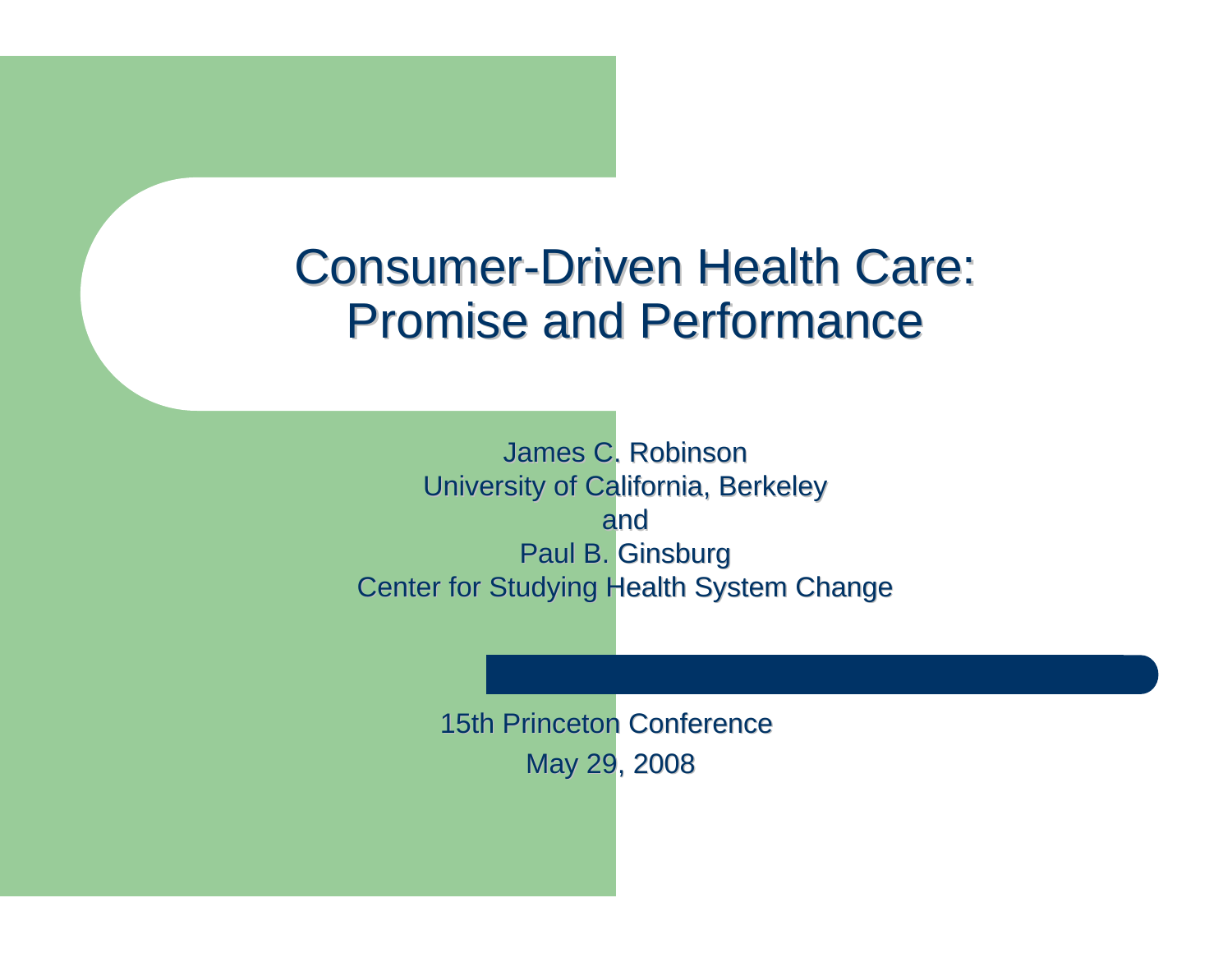# Consumer-Driven Health Care: Promise and Performance

James C. Robinson
University of California, Berkeley
and
Paul B. Ginsburg
Center for Studying Health System Change

15th Princeton Conference
May 29, 2008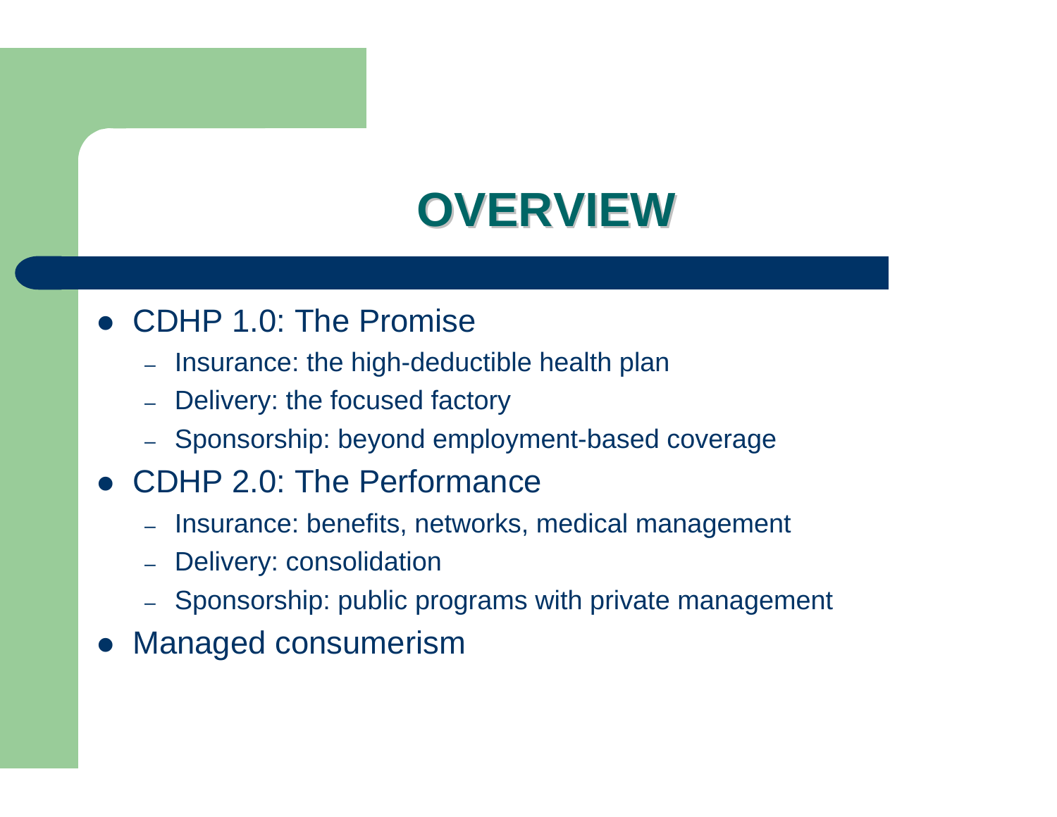# OVERVIEW

- CDHP 1.0: The Promise
  - Insurance: the high-deductible health plan
  - Delivery: the focused factory
  - Sponsorship: beyond employment-based coverage
- CDHP 2.0: The Performance
  - Insurance: benefits, networks, medical management
  - Delivery: consolidation
  - Sponsorship: public programs with private management
- Managed consumerism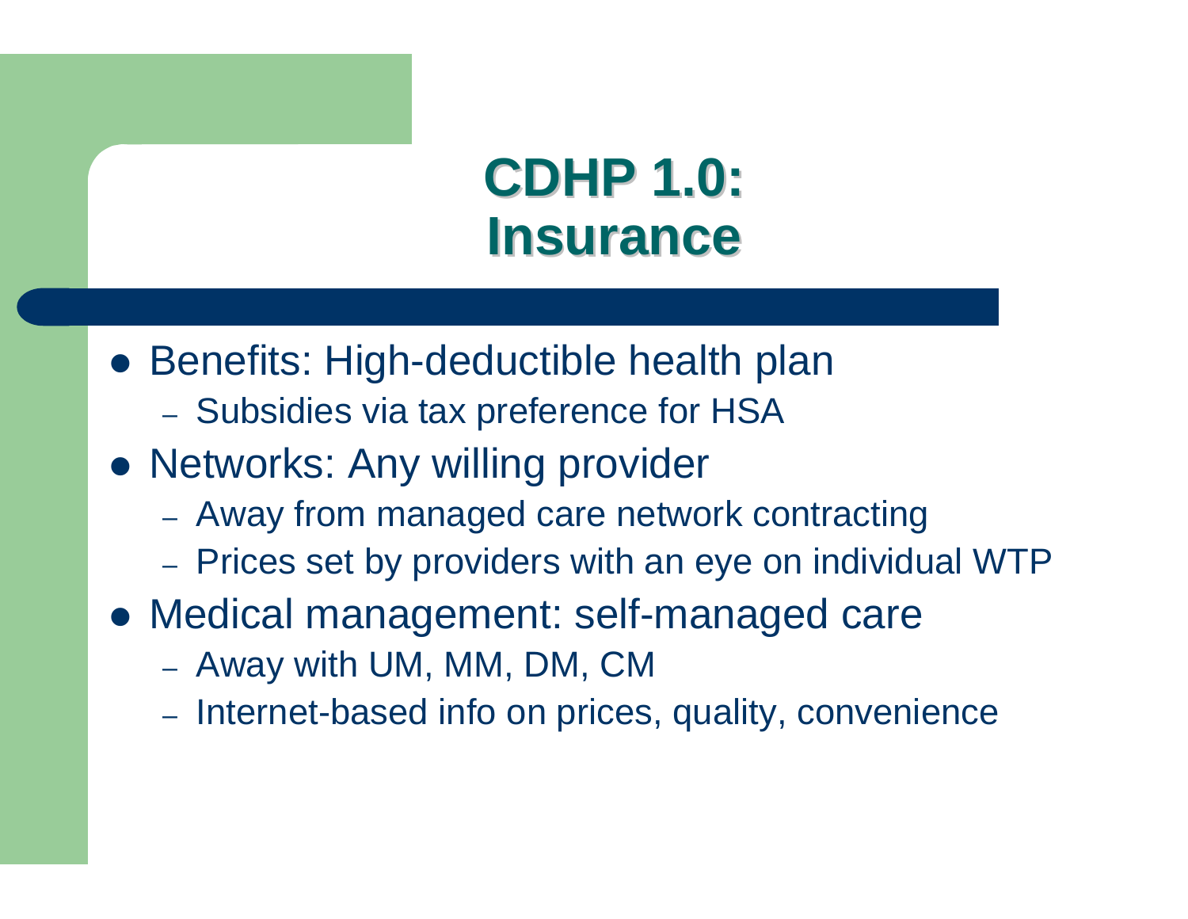# CDHP 1.0: Insurance

- Benefits: High-deductible health plan
  - Subsidies via tax preference for HSA
- Networks: Any willing provider
  - Away from managed care network contracting
  - Prices set by providers with an eye on individual WTP
- Medical management: self-managed care
  - Away with UM, MM, DM, CM
  - Internet-based info on prices, quality, convenience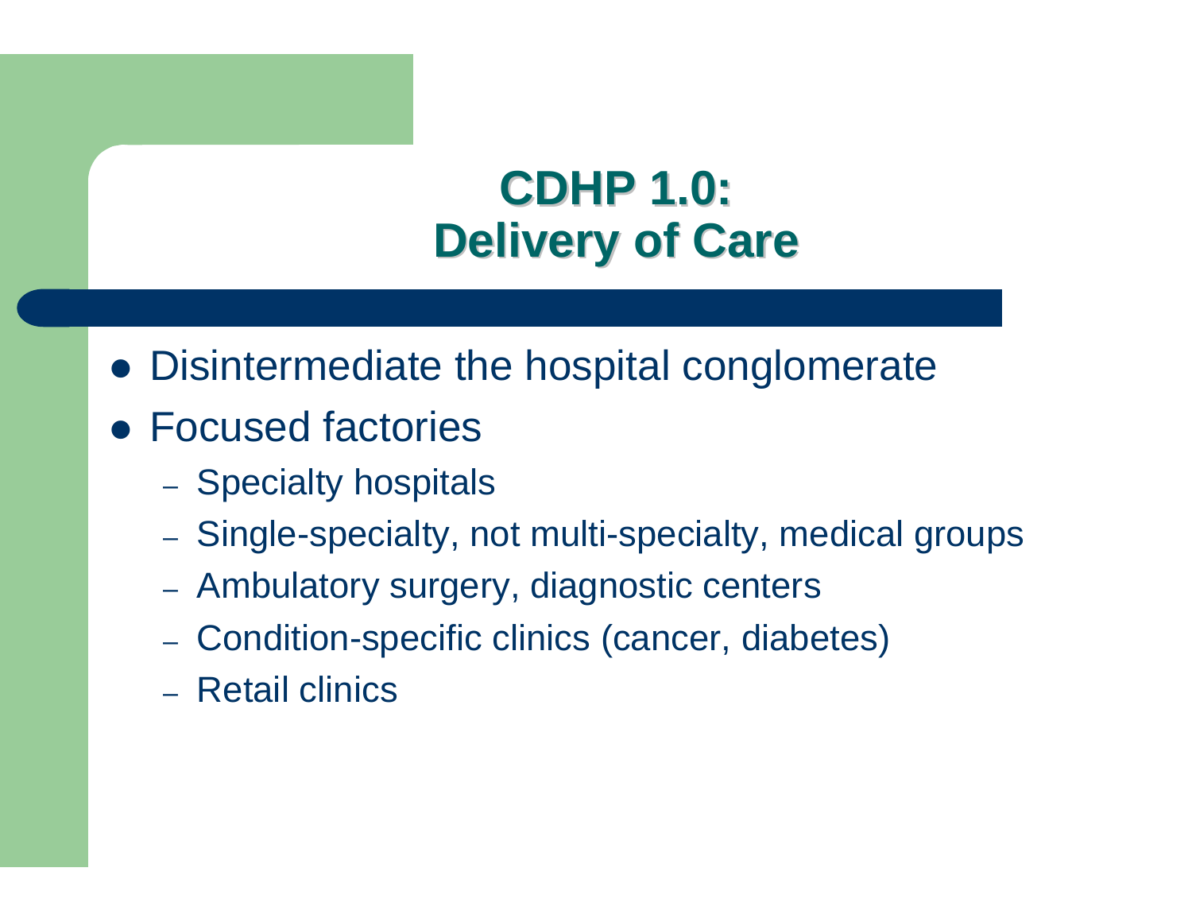# CDHP 1.0: Delivery of Care

- Disintermediate the hospital conglomerate
- Focused factories
  - Specialty hospitals
  - Single-specialty, not multi-specialty, medical groups
  - Ambulatory surgery, diagnostic centers
  - Condition-specific clinics (cancer, diabetes)
  - Retail clinics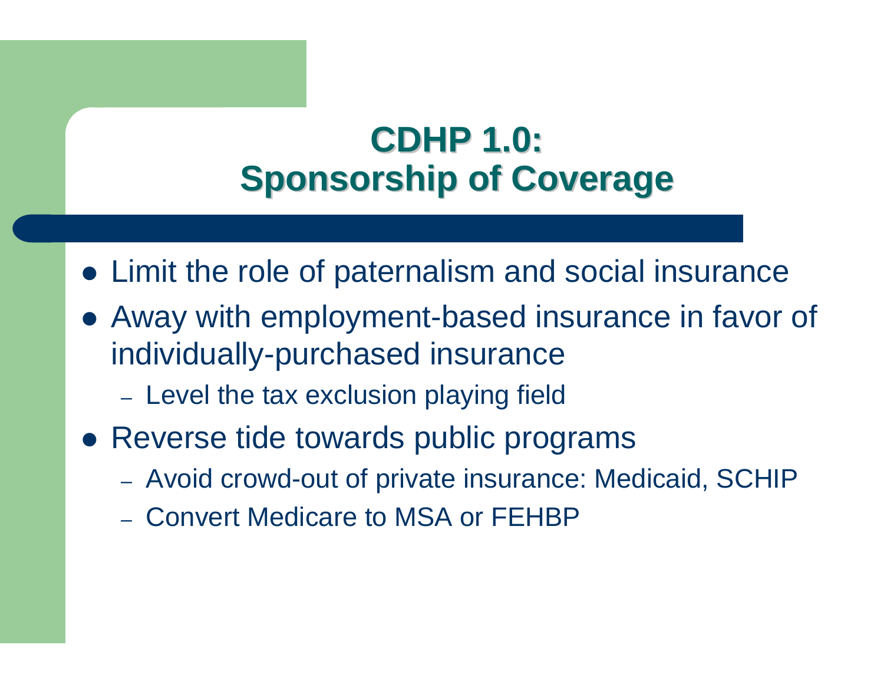# CDHP 1.0: Sponsorship of Coverage

- Limit the role of paternalism and social insurance
- Away with employment-based insurance in favor of individually-purchased insurance
  - Level the tax exclusion playing field
- Reverse tide towards public programs
  - Avoid crowd-out of private insurance: Medicaid, SCHIP
  - Convert Medicare to MSA or FEHBP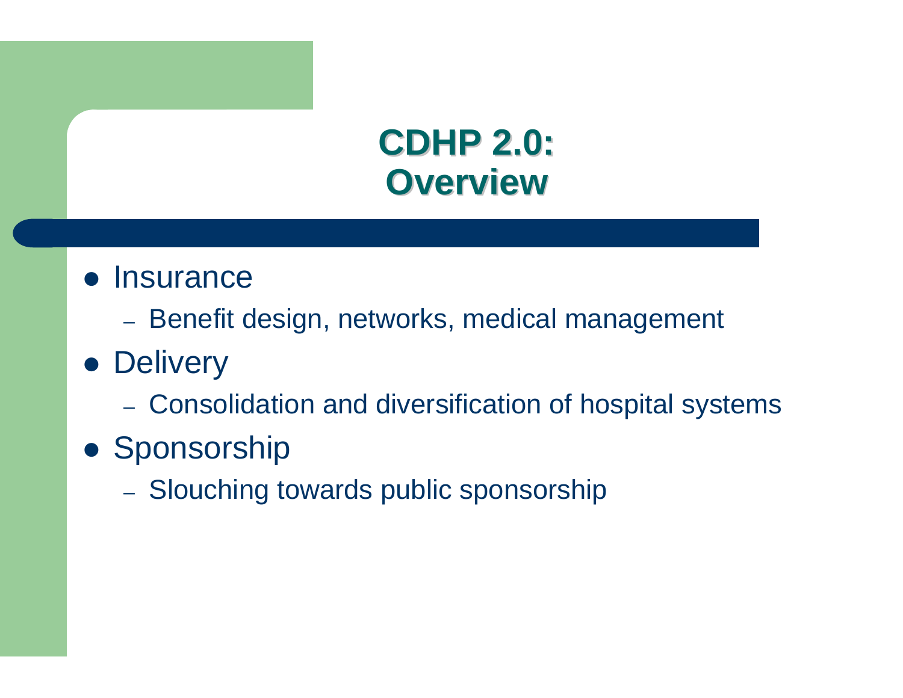# CDHP 2.0: Overview

- Insurance
  - Benefit design, networks, medical management
- Delivery
  - Consolidation and diversification of hospital systems
- Sponsorship
  - Slouching towards public sponsorship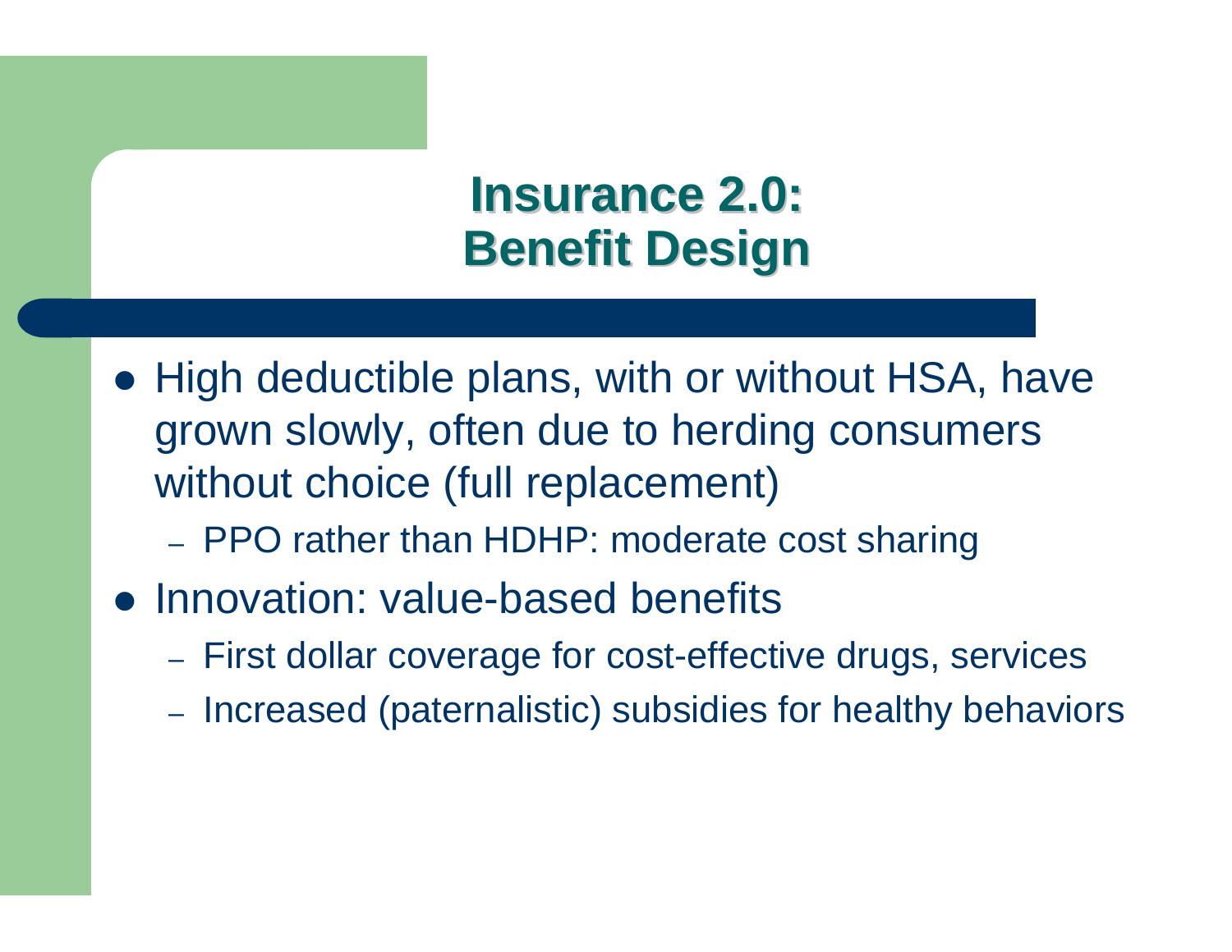# Insurance 2.0: Benefit Design

- High deductible plans, with or without HSA, have grown slowly, often due to herding consumers without choice (full replacement)
  - PPO rather than HDHP: moderate cost sharing
- Innovation: value-based benefits
  - First dollar coverage for cost-effective drugs, services
  - Increased (paternalistic) subsidies for healthy behaviors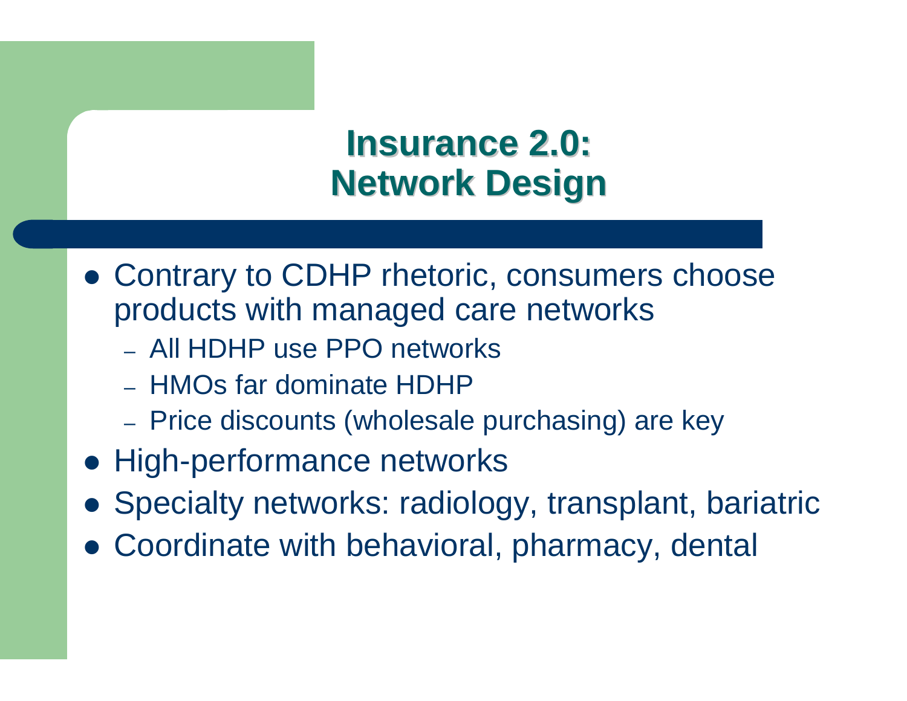# Insurance 2.0: Network Design

- Contrary to CDHP rhetoric, consumers choose products with managed care networks
  - All HDHP use PPO networks
  - HMOs far dominate HDHP
  - Price discounts (wholesale purchasing) are key
- High-performance networks
- Specialty networks: radiology, transplant, bariatric
- Coordinate with behavioral, pharmacy, dental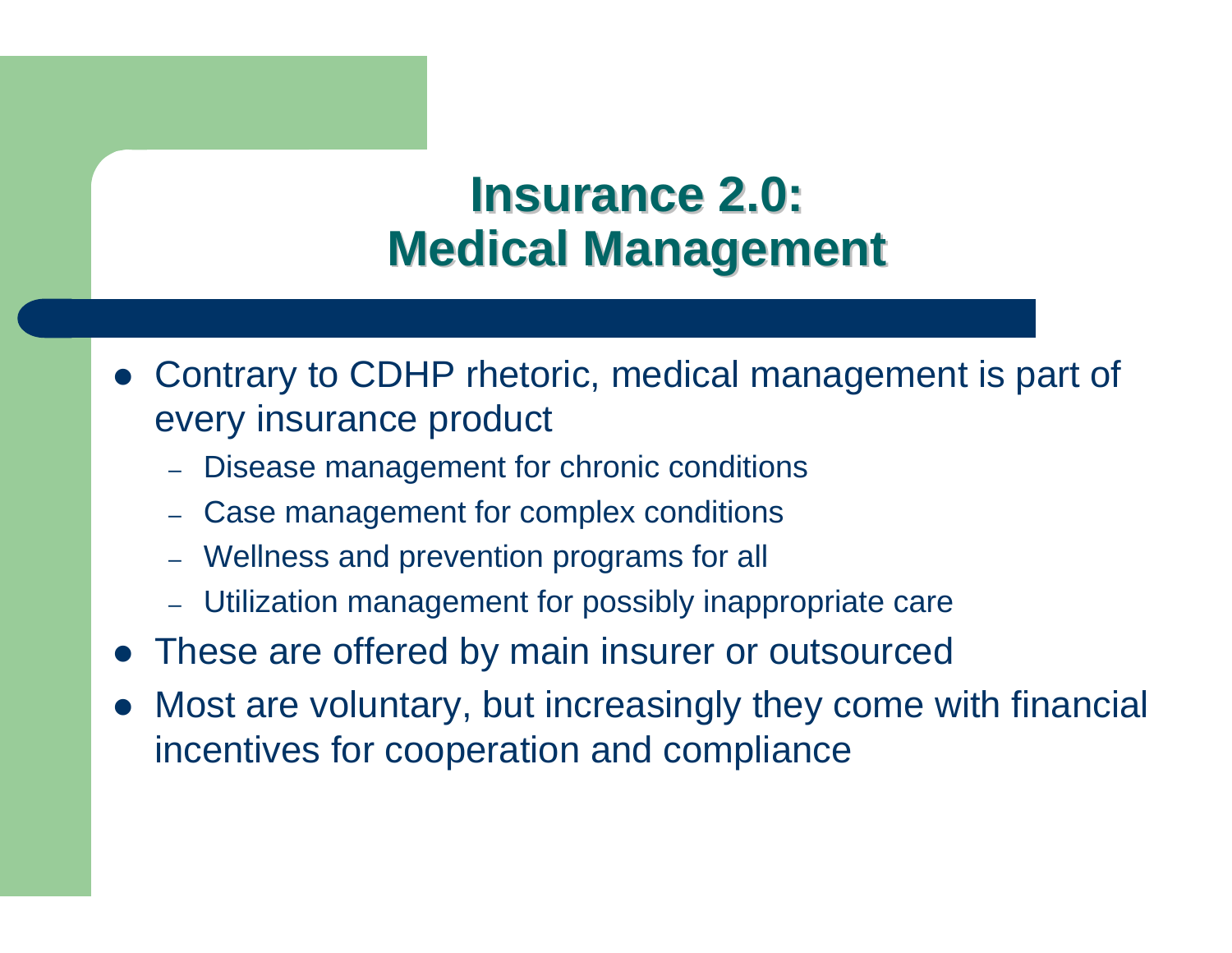# Insurance 2.0: Medical Management

- Contrary to CDHP rhetoric, medical management is part of every insurance product
  - Disease management for chronic conditions
  - Case management for complex conditions
  - Wellness and prevention programs for all
  - Utilization management for possibly inappropriate care
- These are offered by main insurer or outsourced
- Most are voluntary, but increasingly they come with financial incentives for cooperation and compliance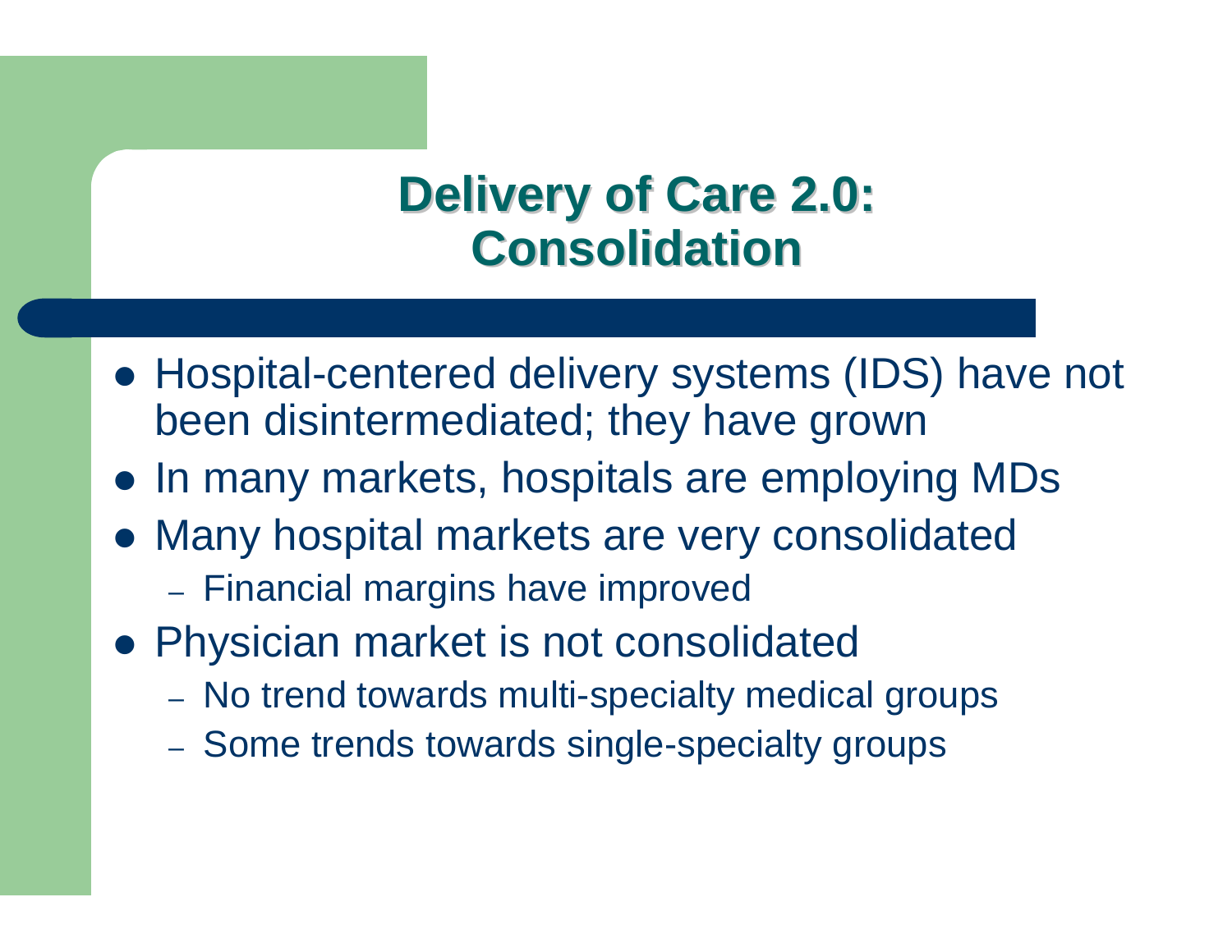# Delivery of Care 2.0: Consolidation

- Hospital-centered delivery systems (IDS) have not been disintermediated; they have grown
- In many markets, hospitals are employing MDs
- Many hospital markets are very consolidated
  - Financial margins have improved
- Physician market is not consolidated
  - No trend towards multi-specialty medical groups
  - Some trends towards single-specialty groups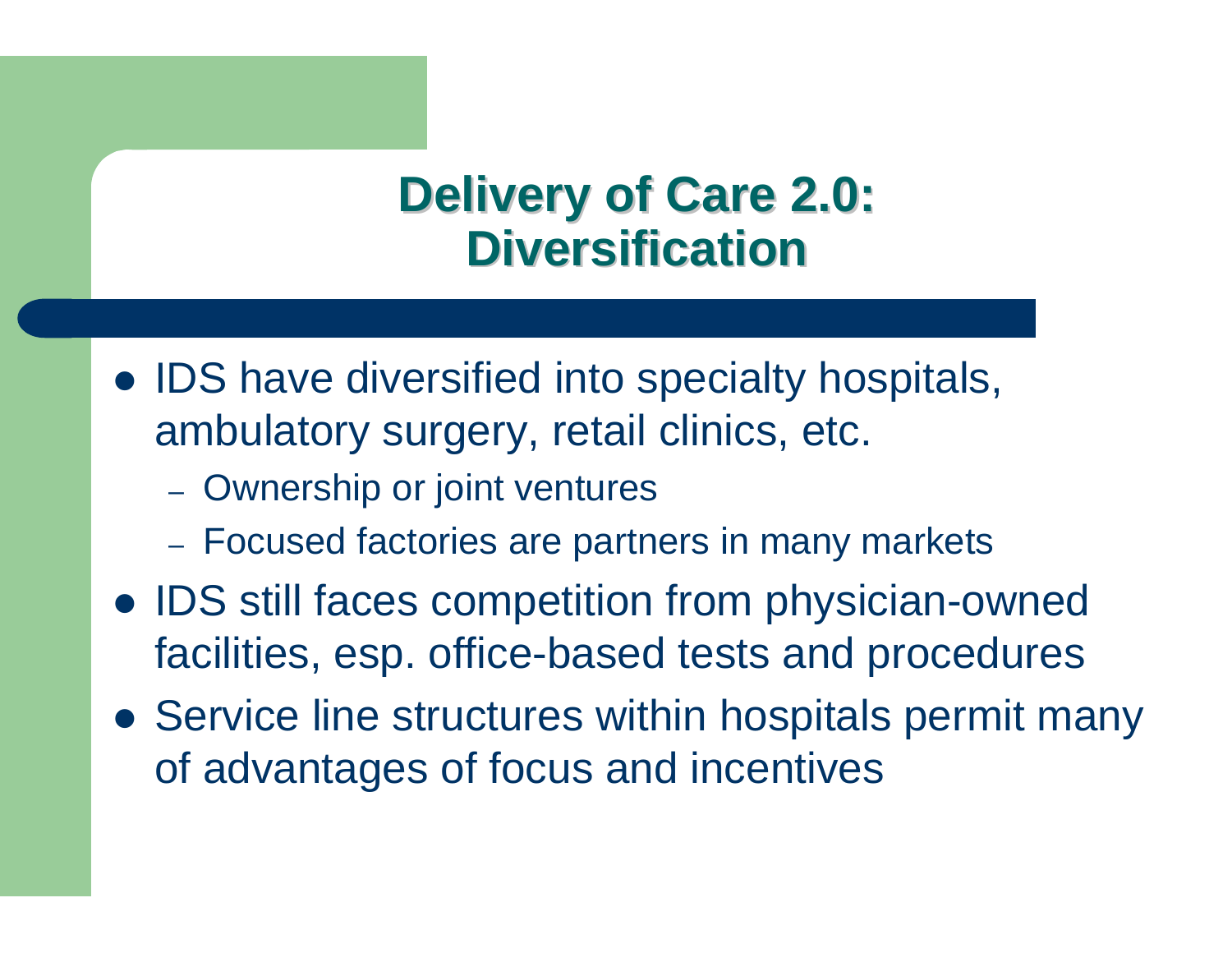# Delivery of Care 2.0: Diversification

- IDS have diversified into specialty hospitals, ambulatory surgery, retail clinics, etc.
  - Ownership or joint ventures
  - Focused factories are partners in many markets
- IDS still faces competition from physician-owned facilities, esp. office-based tests and procedures
- Service line structures within hospitals permit many of advantages of focus and incentives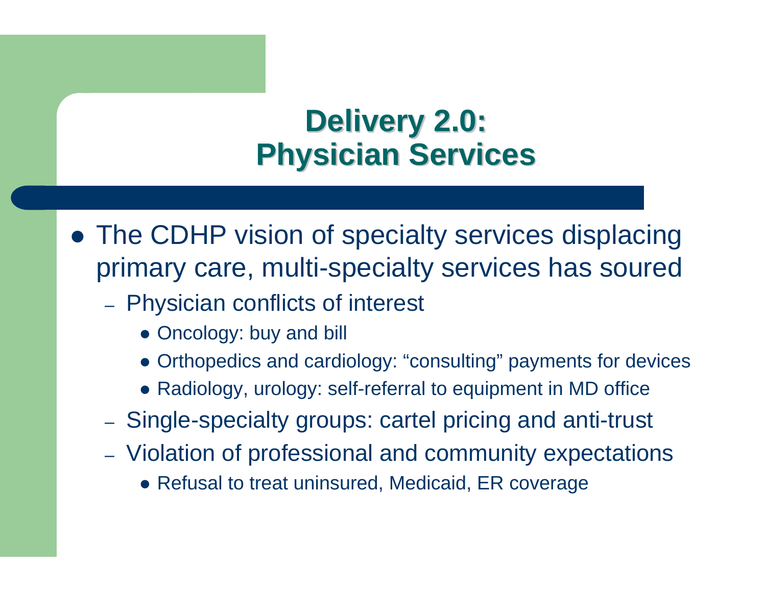# Delivery 2.0: Physician Services

- The CDHP vision of specialty services displacing primary care, multi-specialty services has soured
  - Physician conflicts of interest
    - Oncology: buy and bill
    - Orthopedics and cardiology: "consulting" payments for devices
    - Radiology, urology: self-referral to equipment in MD office
  - Single-specialty groups: cartel pricing and anti-trust
  - Violation of professional and community expectations
    - Refusal to treat uninsured, Medicaid, ER coverage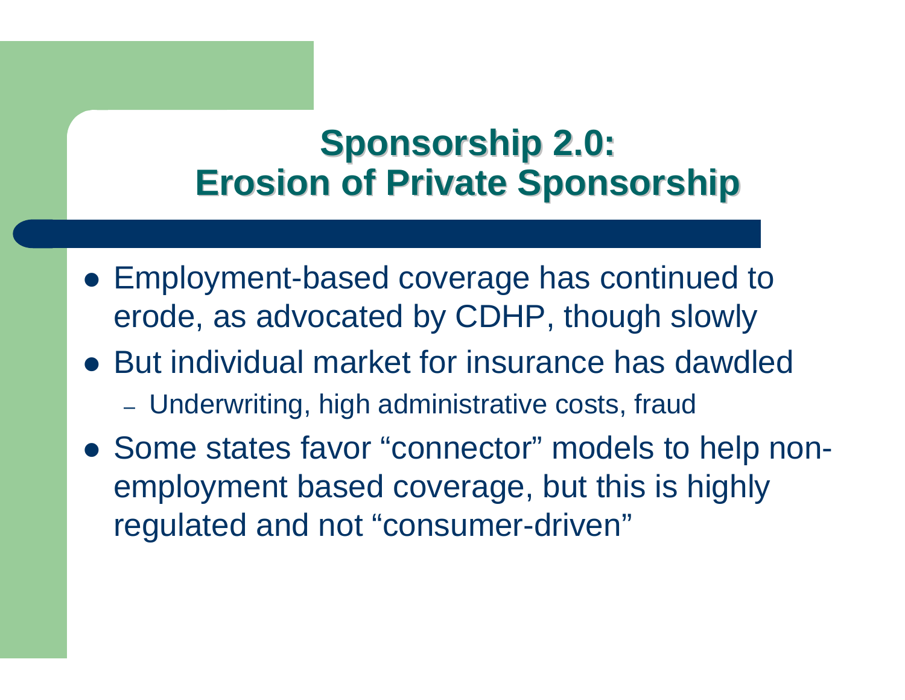# Sponsorship 2.0: Erosion of Private Sponsorship

- Employment-based coverage has continued to erode, as advocated by CDHP, though slowly
- But individual market for insurance has dawdled
  - Underwriting, high administrative costs, fraud
- Some states favor "connector" models to help non-employment based coverage, but this is highly regulated and not "consumer-driven"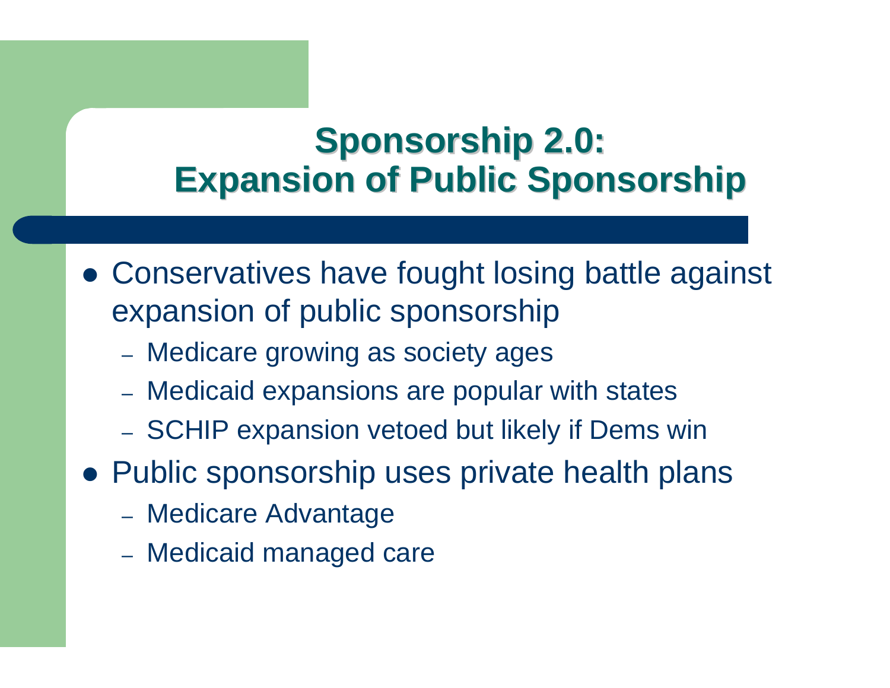# Sponsorship 2.0: Expansion of Public Sponsorship

- Conservatives have fought losing battle against expansion of public sponsorship
  - Medicare growing as society ages
  - Medicaid expansions are popular with states
  - SCHIP expansion vetoed but likely if Dems win
- Public sponsorship uses private health plans
  - Medicare Advantage
  - Medicaid managed care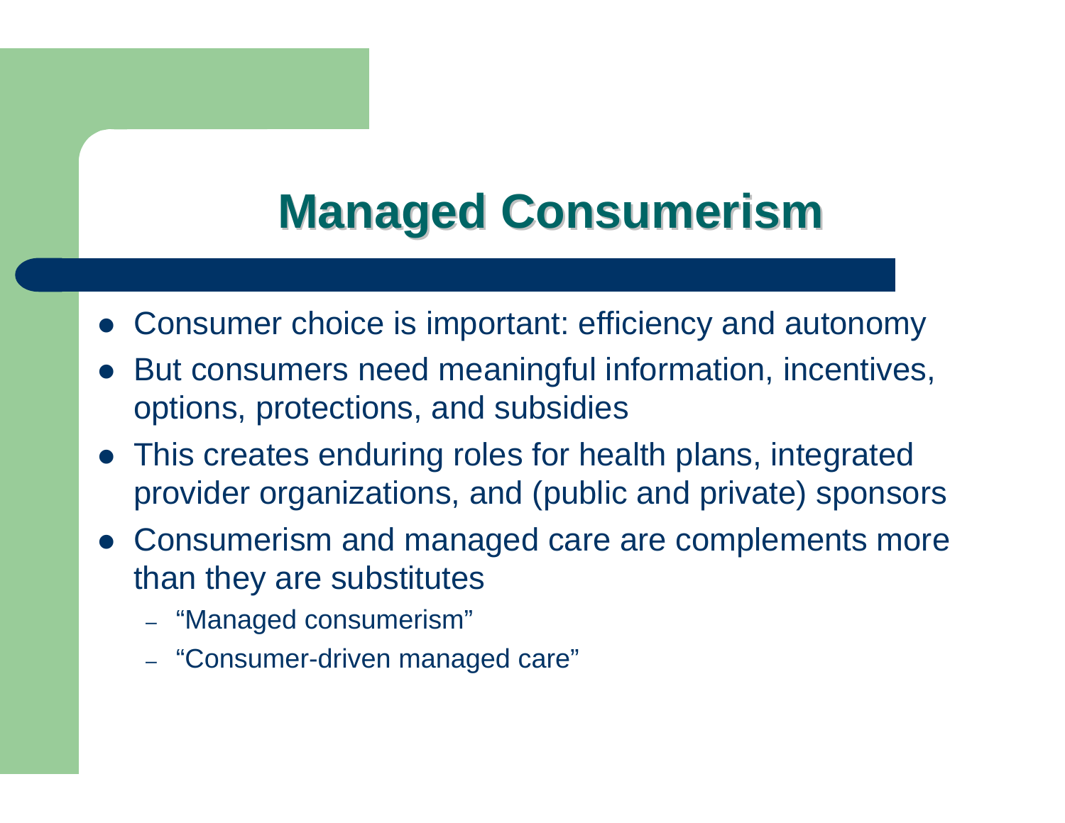# Managed Consumerism

- Consumer choice is important: efficiency and autonomy
- But consumers need meaningful information, incentives, options, protections, and subsidies
- This creates enduring roles for health plans, integrated provider organizations, and (public and private) sponsors
- Consumerism and managed care are complements more than they are substitutes
  - "Managed consumerism"
  - "Consumer-driven managed care"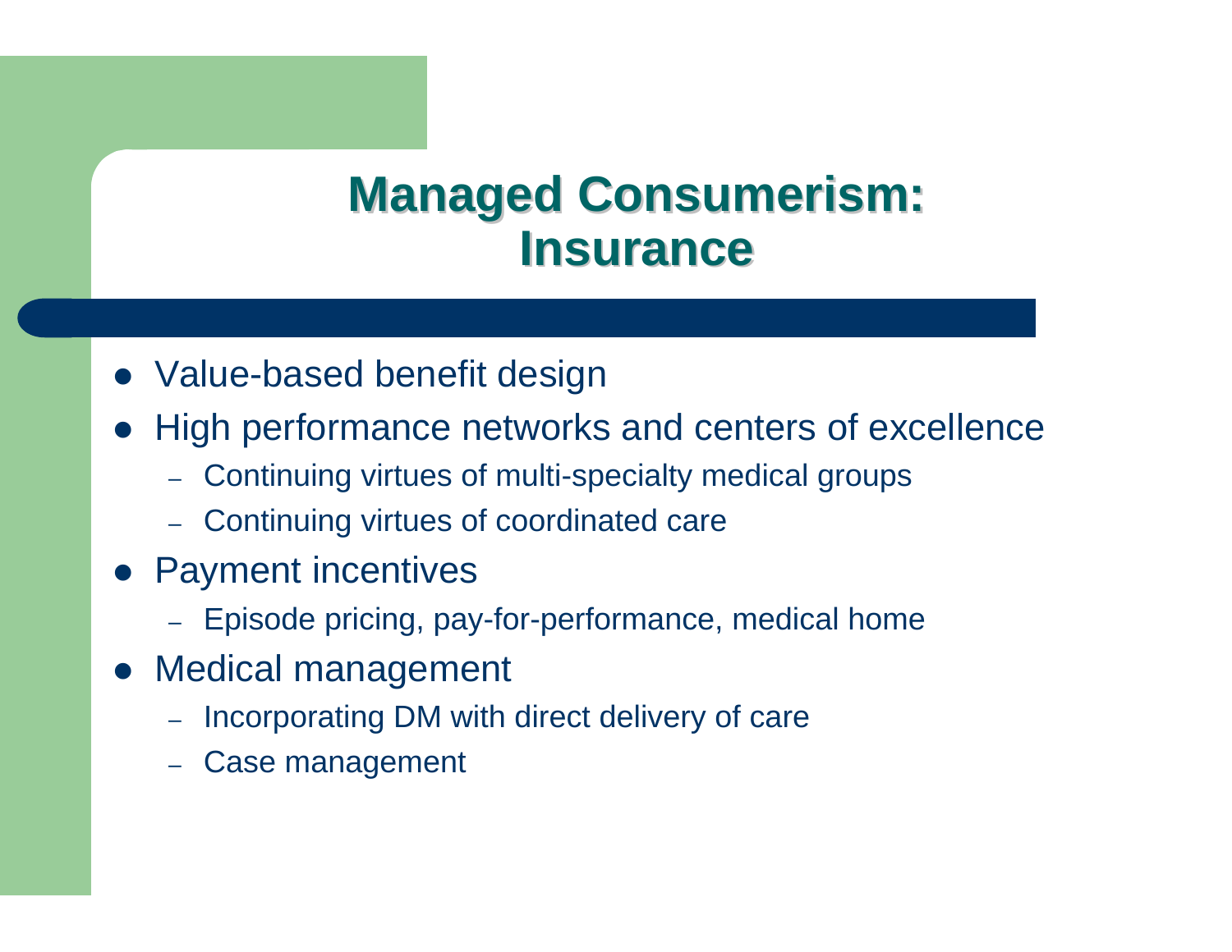# Managed Consumerism: Insurance

- Value-based benefit design
- High performance networks and centers of excellence
  - Continuing virtues of multi-specialty medical groups
  - Continuing virtues of coordinated care
- Payment incentives
  - Episode pricing, pay-for-performance, medical home
- Medical management
  - Incorporating DM with direct delivery of care
  - Case management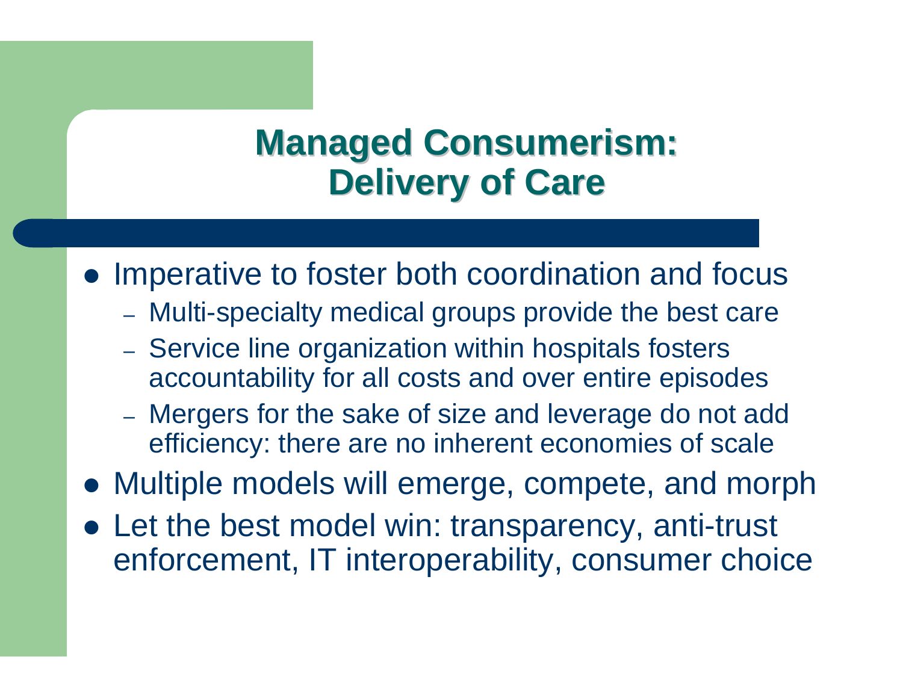# Managed Consumerism: Delivery of Care

- Imperative to foster both coordination and focus
  - Multi-specialty medical groups provide the best care
  - Service line organization within hospitals fosters accountability for all costs and over entire episodes
  - Mergers for the sake of size and leverage do not add efficiency: there are no inherent economies of scale
- Multiple models will emerge, compete, and morph
- Let the best model win: transparency, anti-trust enforcement, IT interoperability, consumer choice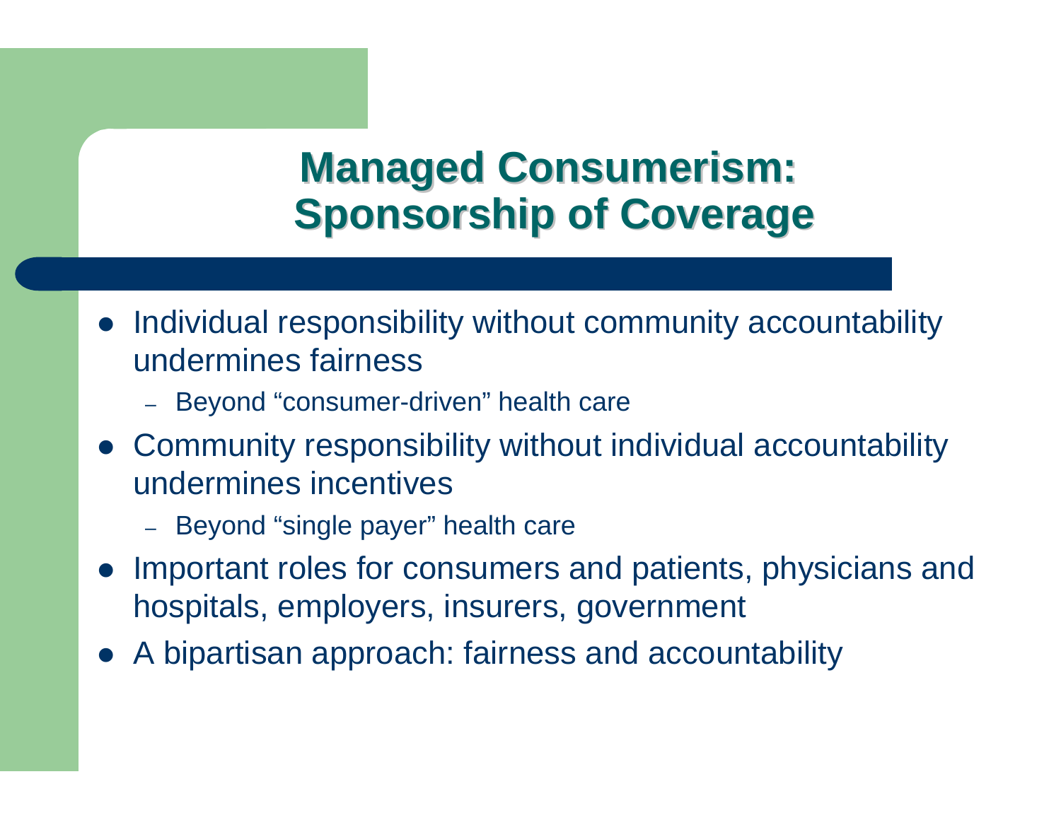# Managed Consumerism: Sponsorship of Coverage

- Individual responsibility without community accountability undermines fairness
  - Beyond “consumer-driven” health care
- Community responsibility without individual accountability undermines incentives
  - Beyond “single payer” health care
- Important roles for consumers and patients, physicians and hospitals, employers, insurers, government
- A bipartisan approach: fairness and accountability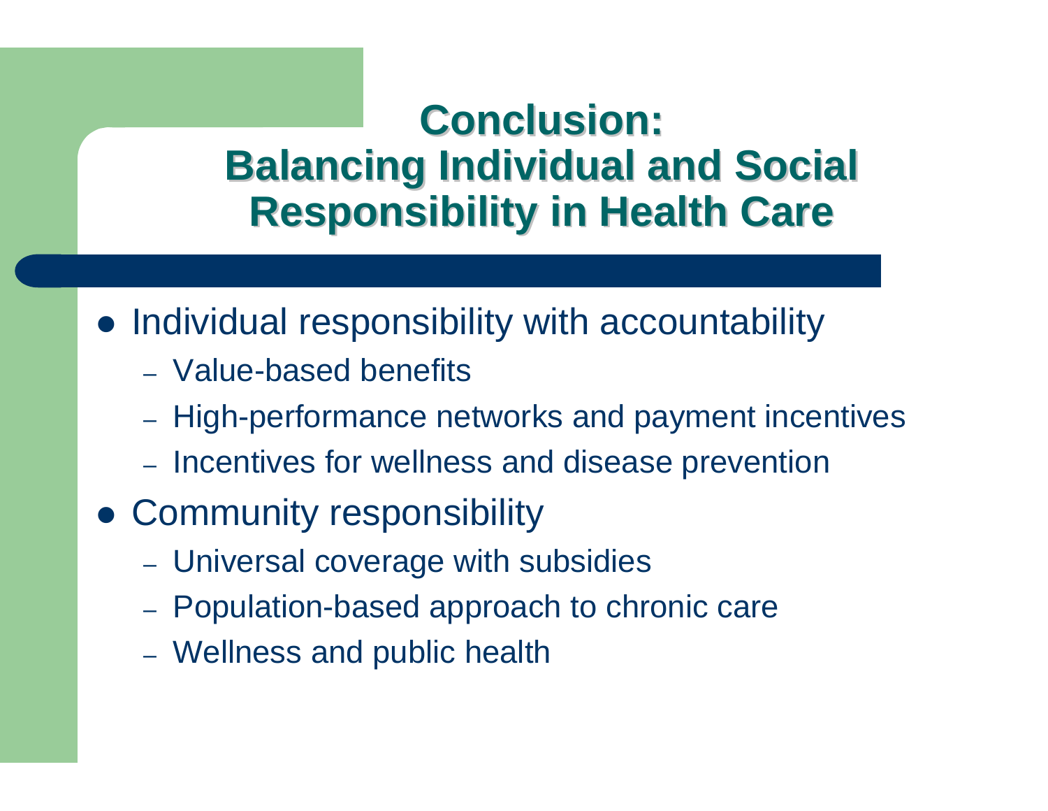# Conclusion: Balancing Individual and Social Responsibility in Health Care

- Individual responsibility with accountability
  - Value-based benefits
  - High-performance networks and payment incentives
  - Incentives for wellness and disease prevention
- Community responsibility
  - Universal coverage with subsidies
  - Population-based approach to chronic care
  - Wellness and public health